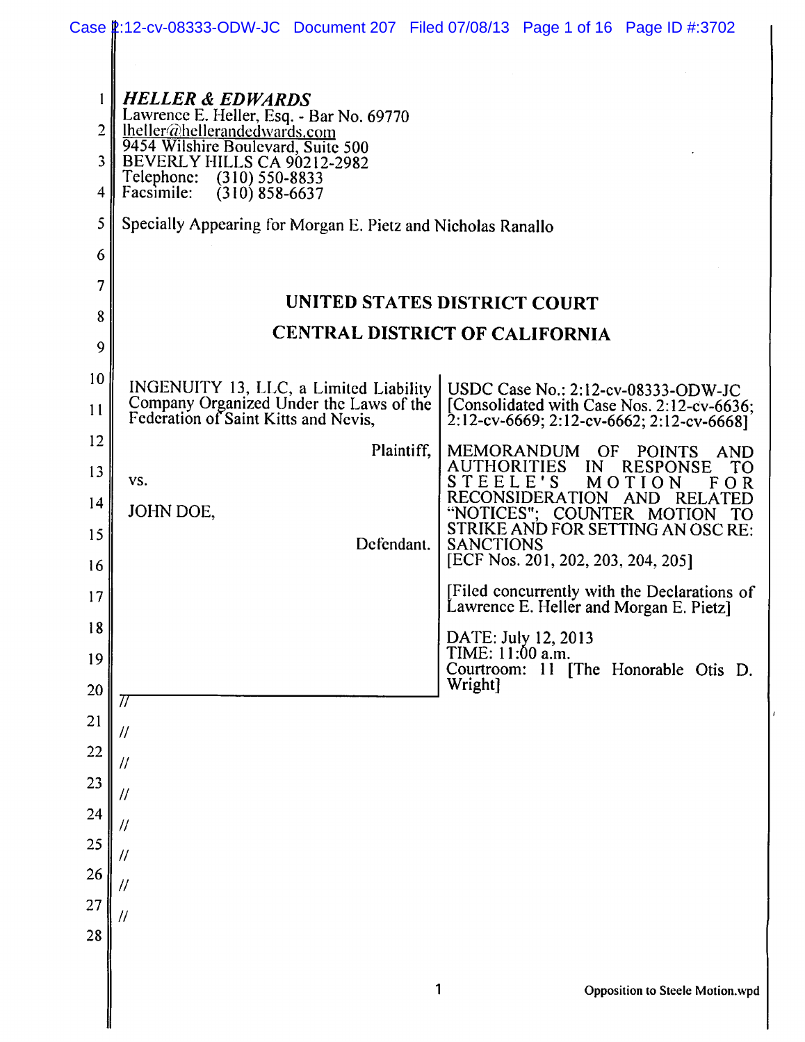*HELLER & EDWARDS*
Lawrence E. Heller, Esq. - Bar No. 69770
lheller@hellerandedwards.com
9454 Wilshire Boulevard, Suite 500
BEVERLY HILLS CA 90212-2982
Telephone: (310) 550-8833
Facsimile: (310) 858-6637

Specially Appearing for Morgan E. Pietz and Nicholas Ranallo

**UNITED STATES DISTRICT COURT**

**CENTRAL DISTRICT OF CALIFORNIA**

INGENUITY 13, LLC, a Limited Liability Company Organized Under the Laws of the Federation of Saint Kitts and Nevis,

Plaintiff,

vs.

JOHN DOE,

Defendant.

USDC Case No.: 2:12-cv-08333-ODW-JC
[Consolidated with Case Nos. 2:12-cv-6636; 2:12-cv-6669; 2:12-cv-6662; 2:12-cv-6668]

MEMORANDUM OF POINTS AND AUTHORITIES IN RESPONSE TO STEELE'S MOTION FOR RECONSIDERATION AND RELATED "NOTICES"; COUNTER MOTION TO STRIKE AND FOR SETTING AN OSC RE: SANCTIONS
[ECF Nos. 201, 202, 203, 204, 205]

[Filed concurrently with the Declarations of Lawrence E. Heller and Morgan E. Pietz]

DATE: July 12, 2013
TIME: 11:00 a.m.
Courtroom: 11 [The Honorable Otis D. Wright]

//

//

//

//

//

//

//

//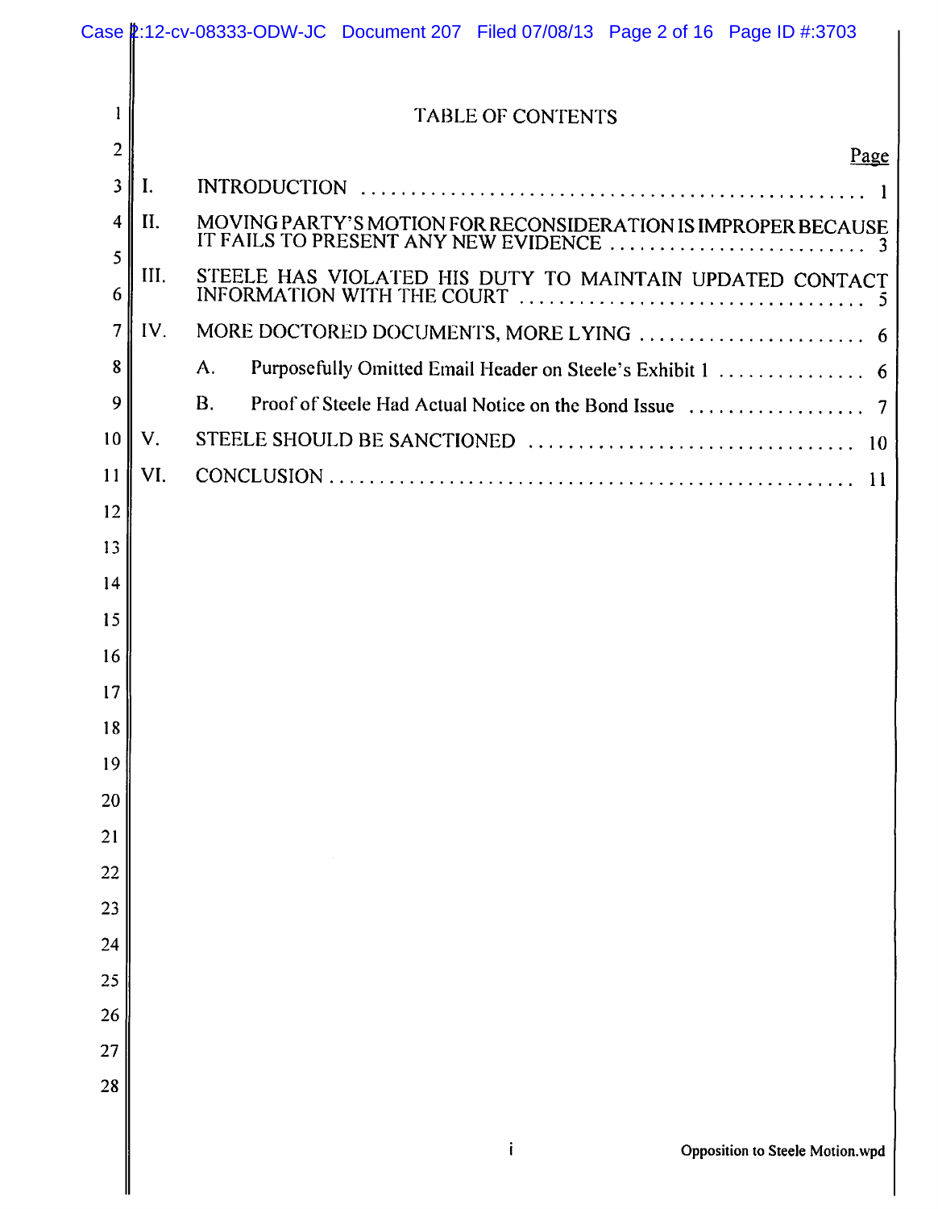# TABLE OF CONTENTS

| | | Page |
|---|---|---|
| I. | INTRODUCTION | 1 |
| II. | MOVING PARTY'S MOTION FOR RECONSIDERATION IS IMPROPER BECAUSE IT FAILS TO PRESENT ANY NEW EVIDENCE | 3 |
| III. | STEELE HAS VIOLATED HIS DUTY TO MAINTAIN UPDATED CONTACT INFORMATION WITH THE COURT | 5 |
| IV. | MORE DOCTORED DOCUMENTS, MORE LYING | 6 |
| | A. Purposefully Omitted Email Header on Steele's Exhibit 1 | 6 |
| | B. Proof of Steele Had Actual Notice on the Bond Issue | 7 |
| V. | STEELE SHOULD BE SANCTIONED | 10 |
| VI. | CONCLUSION | 11 |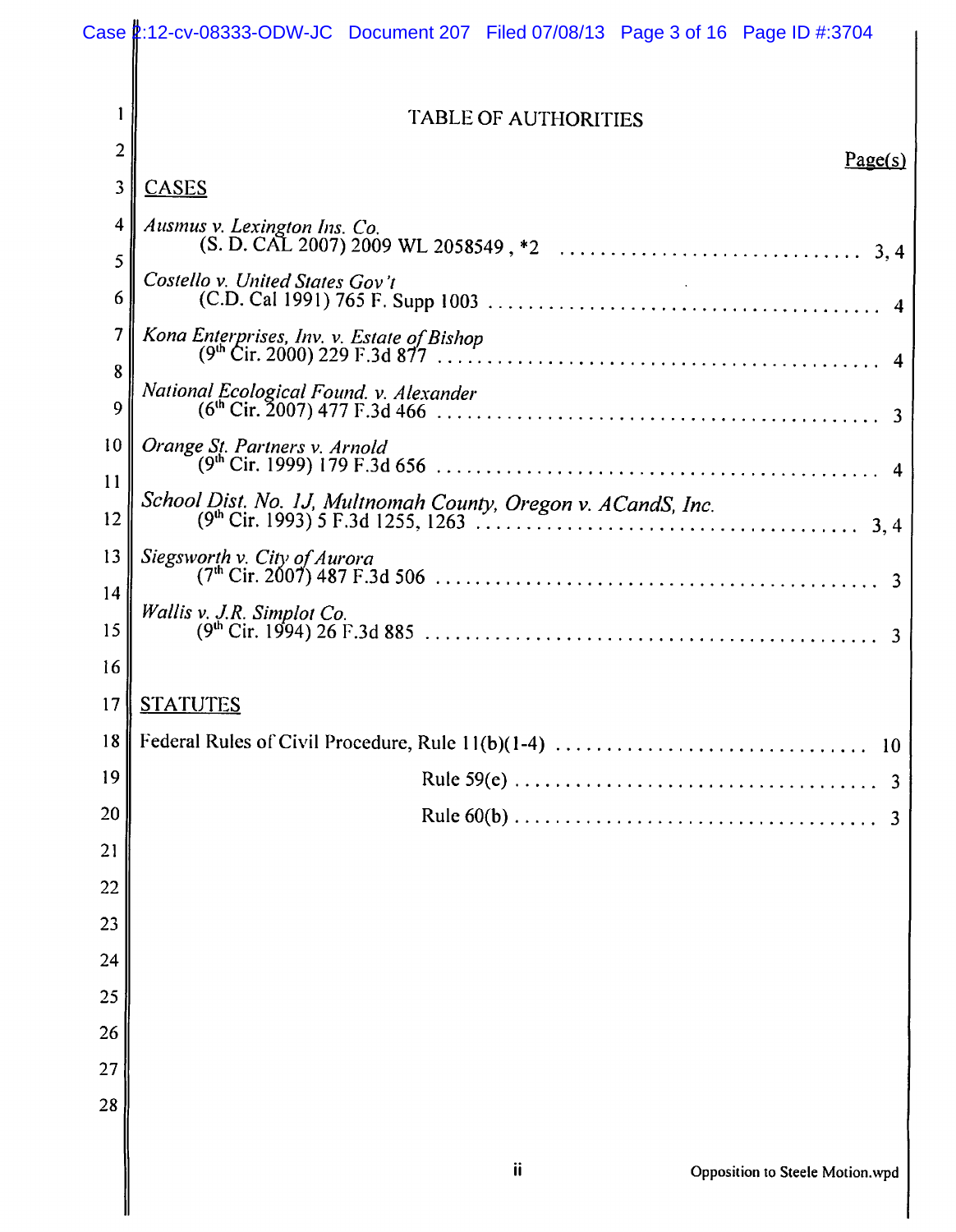# TABLE OF AUTHORITIES

Page(s)

## CASES

*Ausmus v. Lexington Ins. Co.* (S. D. CAL 2007) 2009 WL 2058549 , *2 .............................. 3, 4

*Costello v. United States Gov't* (C.D. Cal 1991) 765 F. Supp 1003 .................................... 4

*Kona Enterprises, Inv. v. Estate of Bishop* (9th Cir. 2000) 229 F.3d 877 ..................................... 4

*National Ecological Found. v. Alexander* (6th Cir. 2007) 477 F.3d 466 ...................................... 3

*Orange St. Partners v. Arnold* (9th Cir. 1999) 179 F.3d 656 ...................................... 4

*School Dist. No. 1J, Multnomah County, Oregon v. ACandS, Inc.* (9th Cir. 1993) 5 F.3d 1255, 1263 .................................. 3, 4

*Siegsworth v. City of Aurora* (7th Cir. 2007) 487 F.3d 506 ...................................... 3

*Wallis v. J.R. Simplot Co.* (9th Cir. 1994) 26 F.3d 885 ...................................... 3

## STATUTES

Federal Rules of Civil Procedure, Rule 11(b)(1-4) .............................. 10

Rule 59(e) .................................. 3

Rule 60(b) .................................. 3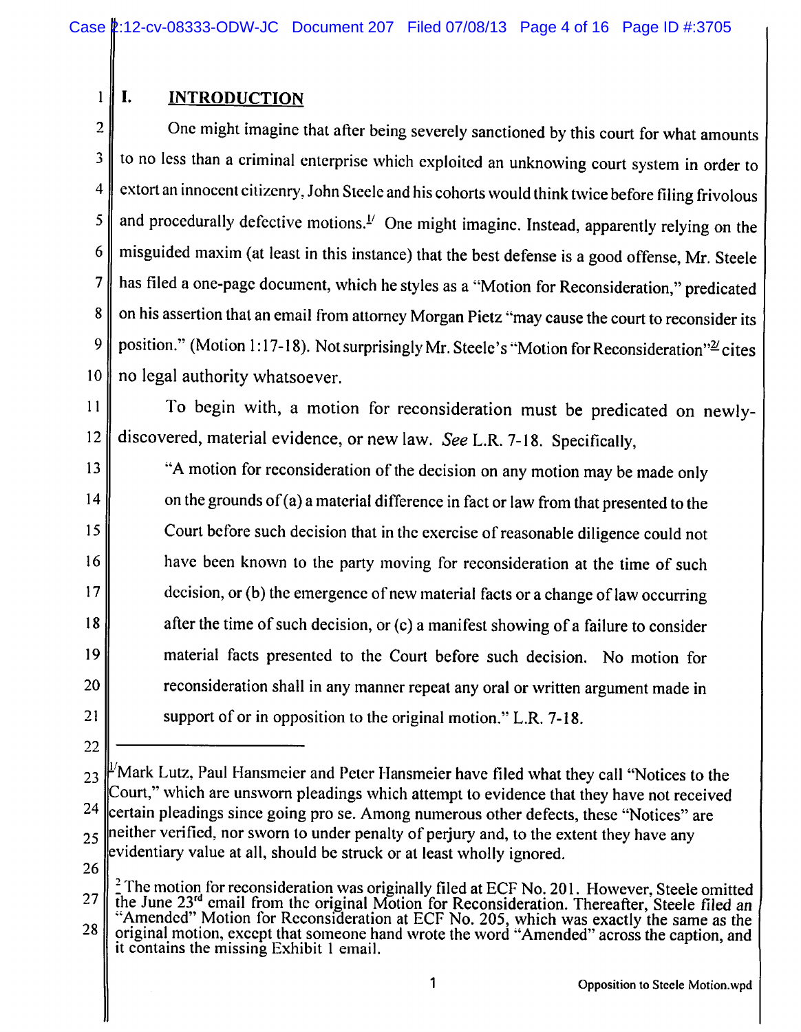# I. INTRODUCTION

One might imagine that after being severely sanctioned by this court for what amounts to no less than a criminal enterprise which exploited an unknowing court system in order to extort an innocent citizenry, John Steele and his cohorts would think twice before filing frivolous and procedurally defective motions.[1] One might imagine. Instead, apparently relying on the misguided maxim (at least in this instance) that the best defense is a good offense, Mr. Steele has filed a one-page document, which he styles as a "Motion for Reconsideration," predicated on his assertion that an email from attorney Morgan Pietz "may cause the court to reconsider its position." (Motion 1:17-18). Not surprisingly Mr. Steele's "Motion for Reconsideration"[2] cites no legal authority whatsoever.

To begin with, a motion for reconsideration must be predicated on newly-discovered, material evidence, or new law. *See* L.R. 7-18. Specifically,

> "A motion for reconsideration of the decision on any motion may be made only on the grounds of (a) a material difference in fact or law from that presented to the Court before such decision that in the exercise of reasonable diligence could not have been known to the party moving for reconsideration at the time of such decision, or (b) the emergence of new material facts or a change of law occurring after the time of such decision, or (c) a manifest showing of a failure to consider material facts presented to the Court before such decision. No motion for reconsideration shall in any manner repeat any oral or written argument made in support of or in opposition to the original motion." L.R. 7-18.

---

[1] Mark Lutz, Paul Hansmeier and Peter Hansmeier have filed what they call "Notices to the Court," which are unsworn pleadings which attempt to evidence that they have not received certain pleadings since going pro se. Among numerous other defects, these "Notices" are neither verified, nor sworn to under penalty of perjury and, to the extent they have any evidentiary value at all, should be struck or at least wholly ignored.

[2] The motion for reconsideration was originally filed at ECF No. 201. However, Steele omitted the June 23rd email from the original Motion for Reconsideration. Thereafter, Steele filed an "Amended" Motion for Reconsideration at ECF No. 205, which was exactly the same as the original motion, except that someone hand wrote the word "Amended" across the caption, and it contains the missing Exhibit 1 email.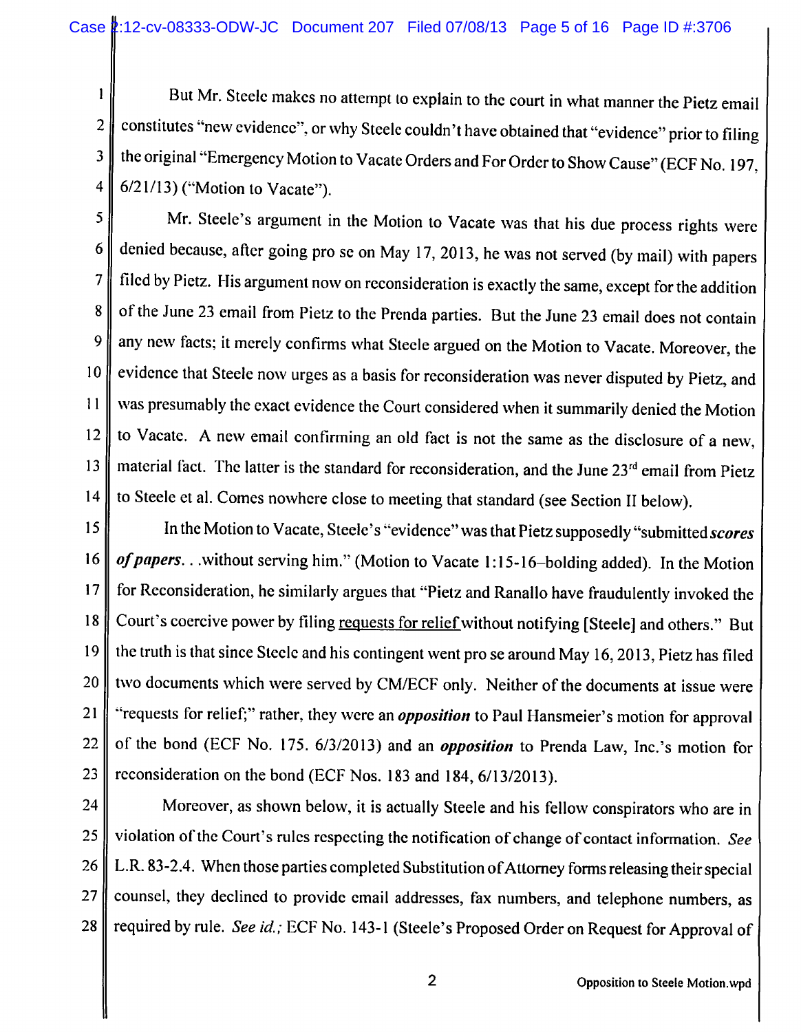But Mr. Steele makes no attempt to explain to the court in what manner the Pietz email constitutes "new evidence", or why Steele couldn't have obtained that "evidence" prior to filing the original "Emergency Motion to Vacate Orders and For Order to Show Cause" (ECF No. 197, 6/21/13) ("Motion to Vacate").

Mr. Steele's argument in the Motion to Vacate was that his due process rights were denied because, after going pro se on May 17, 2013, he was not served (by mail) with papers filed by Pietz. His argument now on reconsideration is exactly the same, except for the addition of the June 23 email from Pietz to the Prenda parties. But the June 23 email does not contain any new facts; it merely confirms what Steele argued on the Motion to Vacate. Moreover, the evidence that Steele now urges as a basis for reconsideration was never disputed by Pietz, and was presumably the exact evidence the Court considered when it summarily denied the Motion to Vacate. A new email confirming an old fact is not the same as the disclosure of a new, material fact. The latter is the standard for reconsideration, and the June 23rd email from Pietz to Steele et al. Comes nowhere close to meeting that standard (see Section II below).

In the Motion to Vacate, Steele's "evidence" was that Pietz supposedly "submitted ***scores of papers***. . .without serving him." (Motion to Vacate 1:15-16–bolding added). In the Motion for Reconsideration, he similarly argues that "Pietz and Ranallo have fraudulently invoked the Court's coercive power by filing requests for relief without notifying [Steele] and others." But the truth is that since Steele and his contingent went pro se around May 16, 2013, Pietz has filed two documents which were served by CM/ECF only. Neither of the documents at issue were "requests for relief;" rather, they were an ***opposition*** to Paul Hansmeier's motion for approval of the bond (ECF No. 175. 6/3/2013) and an ***opposition*** to Prenda Law, Inc.'s motion for reconsideration on the bond (ECF Nos. 183 and 184, 6/13/2013).

Moreover, as shown below, it is actually Steele and his fellow conspirators who are in violation of the Court's rules respecting the notification of change of contact information. *See* L.R. 83-2.4. When those parties completed Substitution of Attorney forms releasing their special counsel, they declined to provide email addresses, fax numbers, and telephone numbers, as required by rule. *See id.;* ECF No. 143-1 (Steele's Proposed Order on Request for Approval of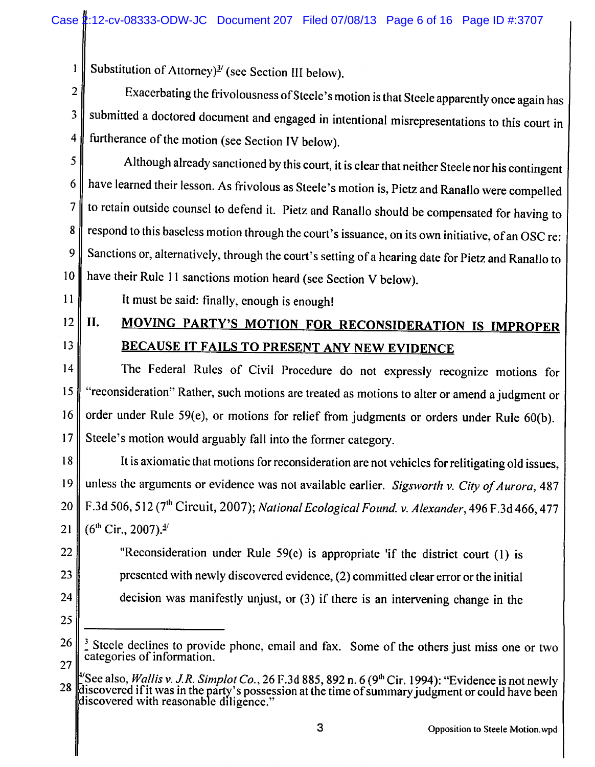Substitution of Attorney)[3] (see Section III below).

Exacerbating the frivolousness of Steele's motion is that Steele apparently once again has submitted a doctored document and engaged in intentional misrepresentations to this court in furtherance of the motion (see Section IV below).

Although already sanctioned by this court, it is clear that neither Steele nor his contingent have learned their lesson. As frivolous as Steele's motion is, Pietz and Ranallo were compelled to retain outside counsel to defend it. Pietz and Ranallo should be compensated for having to respond to this baseless motion through the court's issuance, on its own initiative, of an OSC re: Sanctions or, alternatively, through the court's setting of a hearing date for Pietz and Ranallo to have their Rule 11 sanctions motion heard (see Section V below).

It must be said: finally, enough is enough!

## II. MOVING PARTY'S MOTION FOR RECONSIDERATION IS IMPROPER BECAUSE IT FAILS TO PRESENT ANY NEW EVIDENCE

The Federal Rules of Civil Procedure do not expressly recognize motions for "reconsideration" Rather, such motions are treated as motions to alter or amend a judgment or order under Rule 59(e), or motions for relief from judgments or orders under Rule 60(b). Steele's motion would arguably fall into the former category.

It is axiomatic that motions for reconsideration are not vehicles for relitigating old issues, unless the arguments or evidence was not available earlier. *Sigsworth v. City of Aurora*, 487 F.3d 506, 512 (7th Circuit, 2007); *National Ecological Found. v. Alexander*, 496 F.3d 466, 477 (6th Cir., 2007).[4]

> "Reconsideration under Rule 59(e) is appropriate 'if the district court (1) is presented with newly discovered evidence, (2) committed clear error or the initial decision was manifestly unjust, or (3) if there is an intervening change in the

---

[3] Steele declines to provide phone, email and fax. Some of the others just miss one or two categories of information.

[4] See also, *Wallis v. J.R. Simplot Co.*, 26 F.3d 885, 892 n. 6 (9th Cir. 1994): "Evidence is not newly discovered if it was in the party's possession at the time of summary judgment or could have been discovered with reasonable diligence."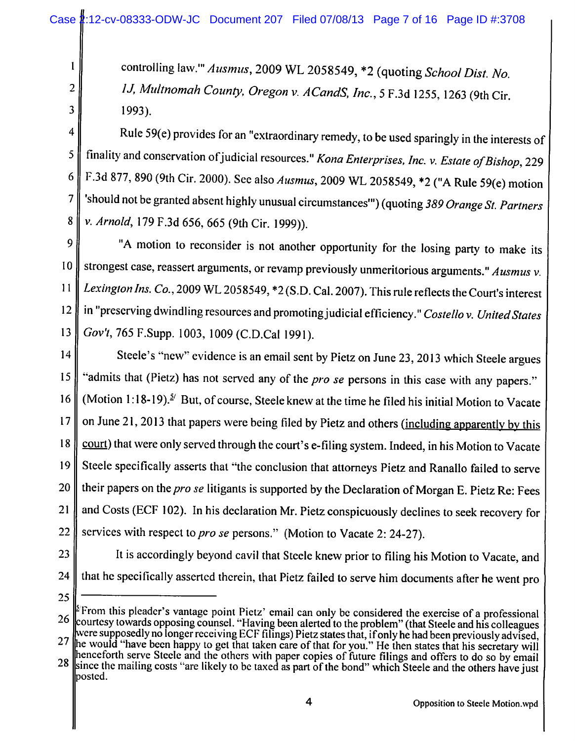controlling law.'" *Ausmus*, 2009 WL 2058549, *2 (quoting *School Dist. No. 1J, Multnomah County, Oregon v. ACandS, Inc.*, 5 F.3d 1255, 1263 (9th Cir. 1993).

Rule 59(e) provides for an "extraordinary remedy, to be used sparingly in the interests of finality and conservation of judicial resources." *Kona Enterprises, Inc. v. Estate of Bishop*, 229 F.3d 877, 890 (9th Cir. 2000). See also *Ausmus*, 2009 WL 2058549, *2 ("A Rule 59(e) motion 'should not be granted absent highly unusual circumstances'") (quoting *389 Orange St. Partners v. Arnold*, 179 F.3d 656, 665 (9th Cir. 1999)).

"A motion to reconsider is not another opportunity for the losing party to make its strongest case, reassert arguments, or revamp previously unmeritorious arguments." *Ausmus v. Lexington Ins. Co.*, 2009 WL 2058549, *2 (S.D. Cal. 2007). This rule reflects the Court's interest in "preserving dwindling resources and promoting judicial efficiency." *Costello v. United States Gov't*, 765 F.Supp. 1003, 1009 (C.D.Cal 1991).

Steele's "new" evidence is an email sent by Pietz on June 23, 2013 which Steele argues "admits that (Pietz) has not served any of the *pro se* persons in this case with any papers." (Motion 1:18-19).[5] But, of course, Steele knew at the time he filed his initial Motion to Vacate on June 21, 2013 that papers were being filed by Pietz and others (<u>including apparently by this court</u>) that were only served through the court's e-filing system. Indeed, in his Motion to Vacate Steele specifically asserts that "the conclusion that attorneys Pietz and Ranallo failed to serve their papers on the *pro se* litigants is supported by the Declaration of Morgan E. Pietz Re: Fees and Costs (ECF 102). In his declaration Mr. Pietz conspicuously declines to seek recovery for services with respect to *pro se* persons." (Motion to Vacate 2: 24-27).

It is accordingly beyond cavil that Steele knew prior to filing his Motion to Vacate, and that he specifically asserted therein, that Pietz failed to serve him documents after he went pro

---

[5] From this pleader's vantage point Pietz' email can only be considered the exercise of a professional courtesy towards opposing counsel. "Having been alerted to the problem" (that Steele and his colleagues were supposedly no longer receiving ECF filings) Pietz states that, if only he had been previously advised, he would "have been happy to get that taken care of that for you." He then states that his secretary will henceforth serve Steele and the others with paper copies of future filings and offers to do so by email since the mailing costs "are likely to be taxed as part of the bond" which Steele and the others have just posted.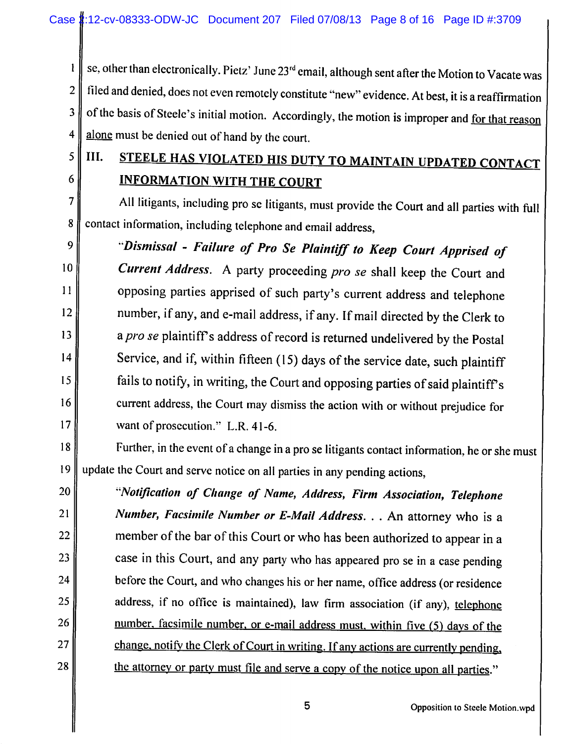se, other than electronically. Pietz' June 23rd email, although sent after the Motion to Vacate was filed and denied, does not even remotely constitute "new" evidence. At best, it is a reaffirmation of the basis of Steele's initial motion. Accordingly, the motion is improper and <u>for that reason alone</u> must be denied out of hand by the court.

## III. STEELE HAS VIOLATED HIS DUTY TO MAINTAIN UPDATED CONTACT INFORMATION WITH THE COURT

All litigants, including pro se litigants, must provide the Court and all parties with full contact information, including telephone and email address,

> "***Dismissal - Failure of Pro Se Plaintiff to Keep Court Apprised of Current Address.*** A party proceeding *pro se* shall keep the Court and opposing parties apprised of such party's current address and telephone number, if any, and e-mail address, if any. If mail directed by the Clerk to a *pro se* plaintiff's address of record is returned undelivered by the Postal Service, and if, within fifteen (15) days of the service date, such plaintiff fails to notify, in writing, the Court and opposing parties of said plaintiff's current address, the Court may dismiss the action with or without prejudice for want of prosecution." L.R. 41-6.

Further, in the event of a change in a pro se litigants contact information, he or she must update the Court and serve notice on all parties in any pending actions,

> "***Notification of Change of Name, Address, Firm Association, Telephone Number, Facsimile Number or E-Mail Address.*** . . An attorney who is a member of the bar of this Court or who has been authorized to appear in a case in this Court, and any party who has appeared pro se in a case pending before the Court, and who changes his or her name, office address (or residence address, if no office is maintained), law firm association (if any), <u>telephone number, facsimile number, or e-mail address must, within five (5) days of the change, notify the Clerk of Court in writing. If any actions are currently pending, the attorney or party must file and serve a copy of the notice upon all parties</u>."

Opposition to Steele Motion.wpd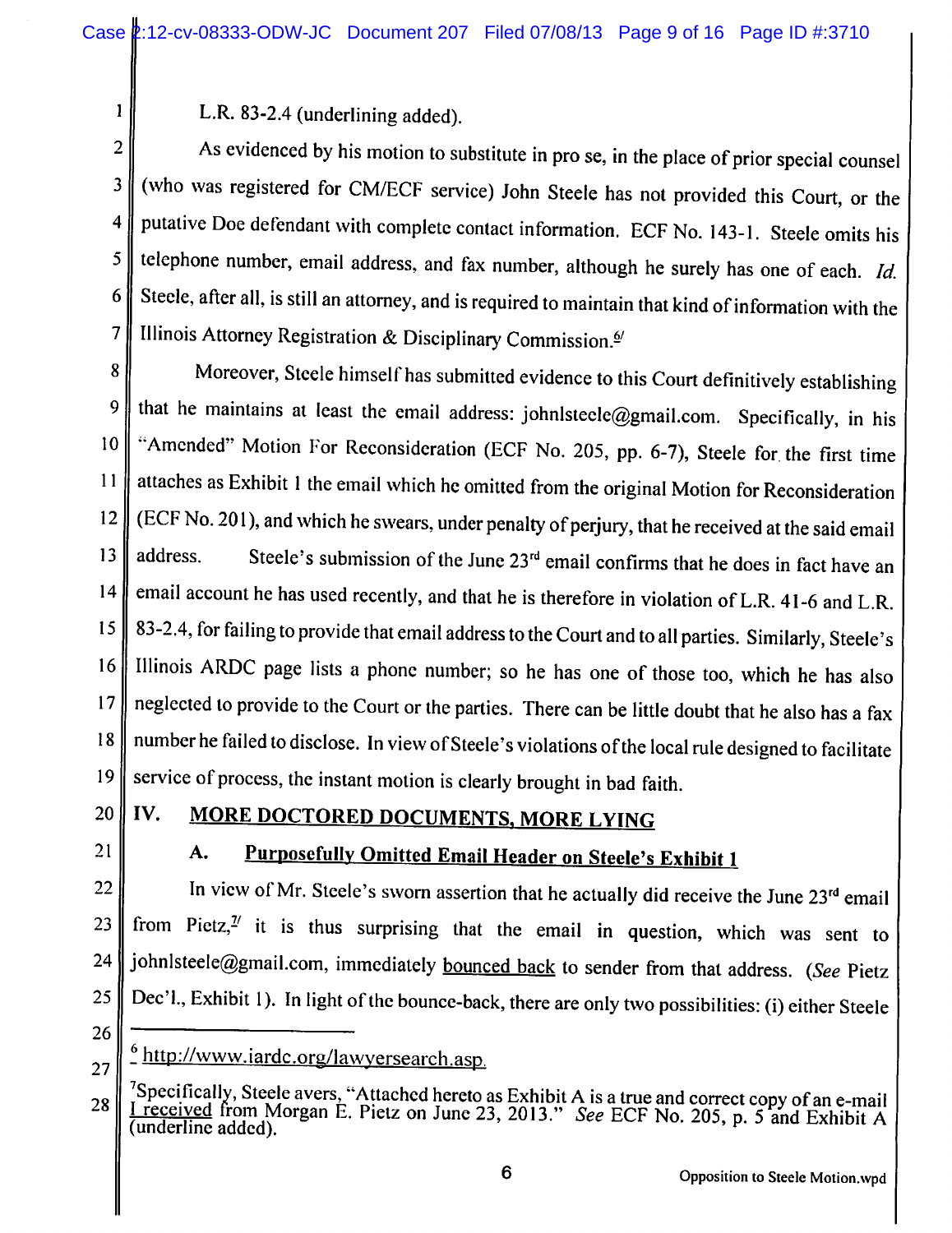L.R. 83-2.4 (underlining added).

As evidenced by his motion to substitute in pro se, in the place of prior special counsel (who was registered for CM/ECF service) John Steele has not provided this Court, or the putative Doe defendant with complete contact information. ECF No. 143-1. Steele omits his telephone number, email address, and fax number, although he surely has one of each. *Id.* Steele, after all, is still an attorney, and is required to maintain that kind of information with the Illinois Attorney Registration & Disciplinary Commission.[6]

Moreover, Steele himself has submitted evidence to this Court definitively establishing that he maintains at least the email address: johnlsteele@gmail.com. Specifically, in his "Amended" Motion For Reconsideration (ECF No. 205, pp. 6-7), Steele for the first time attaches as Exhibit 1 the email which he omitted from the original Motion for Reconsideration (ECF No. 201), and which he swears, under penalty of perjury, that he received at the said email address. Steele's submission of the June 23rd email confirms that he does in fact have an email account he has used recently, and that he is therefore in violation of L.R. 41-6 and L.R. 83-2.4, for failing to provide that email address to the Court and to all parties. Similarly, Steele's Illinois ARDC page lists a phone number; so he has one of those too, which he has also neglected to provide to the Court or the parties. There can be little doubt that he also has a fax number he failed to disclose. In view of Steele's violations of the local rule designed to facilitate service of process, the instant motion is clearly brought in bad faith.

## IV. MORE DOCTORED DOCUMENTS, MORE LYING

### A. Purposefully Omitted Email Header on Steele's Exhibit 1

In view of Mr. Steele's sworn assertion that he actually did receive the June 23rd email from Pietz,[7] it is thus surprising that the email in question, which was sent to johnlsteele@gmail.com, immediately bounced back to sender from that address. (*See* Pietz Dec'l., Exhibit 1). In light of the bounce-back, there are only two possibilities: (i) either Steele

---

[6] http://www.iardc.org/lawyersearch.asp.

[7] Specifically, Steele avers, "Attached hereto as Exhibit A is a true and correct copy of an e-mail I received from Morgan E. Pietz on June 23, 2013." *See* ECF No. 205, p. 5 and Exhibit A (underline added).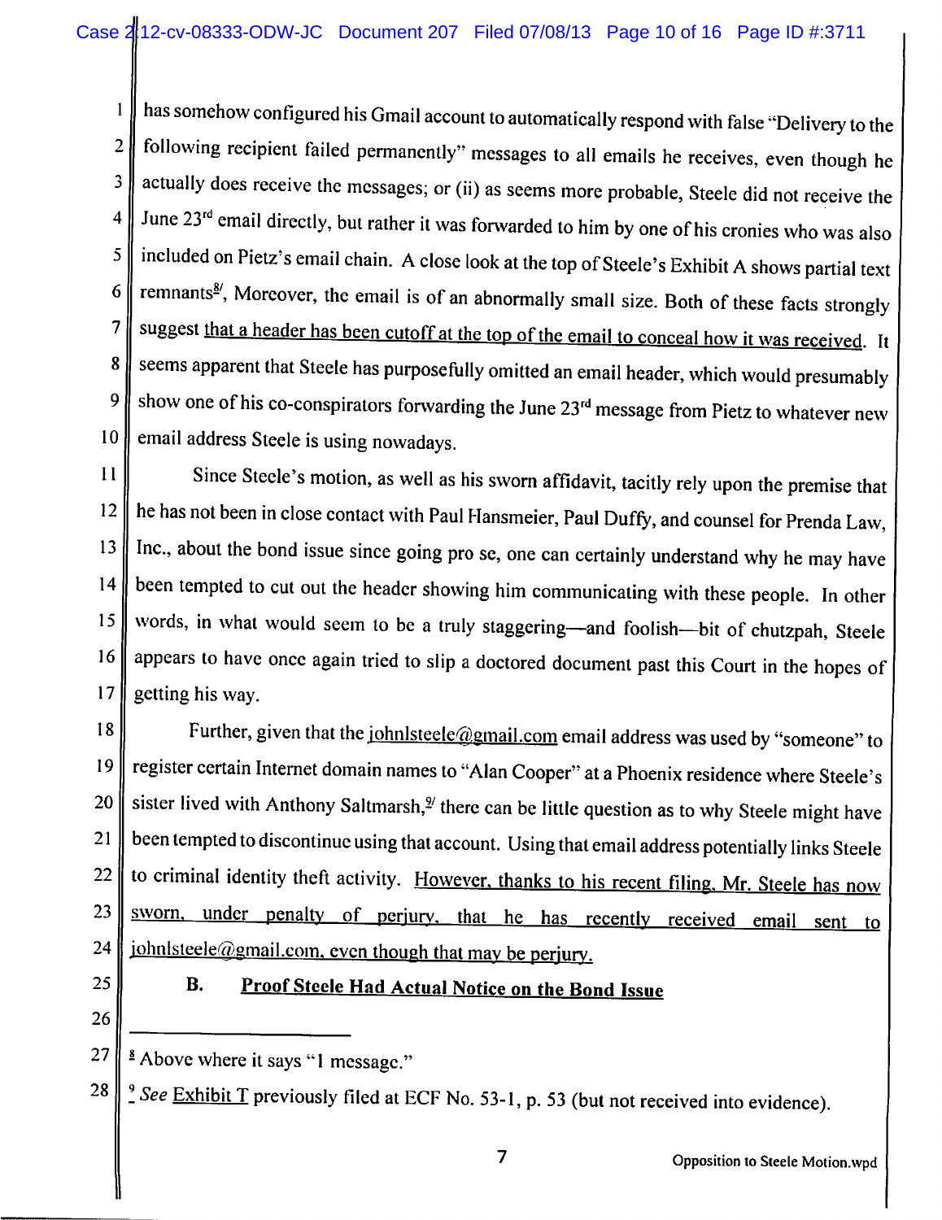has somehow configured his Gmail account to automatically respond with false "Delivery to the following recipient failed permanently" messages to all emails he receives, even though he actually does receive the messages; or (ii) as seems more probable, Steele did not receive the June 23rd email directly, but rather it was forwarded to him by one of his cronies who was also included on Pietz's email chain. A close look at the top of Steele's Exhibit A shows partial text remnants[8], Moreover, the email is of an abnormally small size. Both of these facts strongly suggest <u>that a header has been cutoff at the top of the email to conceal how it was received</u>. It seems apparent that Steele has purposefully omitted an email header, which would presumably show one of his co-conspirators forwarding the June 23rd message from Pietz to whatever new email address Steele is using nowadays.

Since Steele's motion, as well as his sworn affidavit, tacitly rely upon the premise that he has not been in close contact with Paul Hansmeier, Paul Duffy, and counsel for Prenda Law, Inc., about the bond issue since going pro se, one can certainly understand why he may have been tempted to cut out the header showing him communicating with these people. In other words, in what would seem to be a truly staggering—and foolish—bit of chutzpah, Steele appears to have once again tried to slip a doctored document past this Court in the hopes of getting his way.

Further, given that the <u>johnlsteele@gmail.com</u> email address was used by "someone" to register certain Internet domain names to "Alan Cooper" at a Phoenix residence where Steele's sister lived with Anthony Saltmarsh,[9] there can be little question as to why Steele might have been tempted to discontinue using that account. Using that email address potentially links Steele to criminal identity theft activity. <u>However, thanks to his recent filing, Mr. Steele has now sworn, under penalty of perjury, that he has recently received email sent to johnlsteele@gmail.com, even though that may be perjury.</u>

### B. **<u>Proof Steele Had Actual Notice on the Bond Issue</u>**

---

[8] Above where it says "1 message."

[9] *See* <u>Exhibit T</u> previously filed at ECF No. 53-1, p. 53 (but not received into evidence).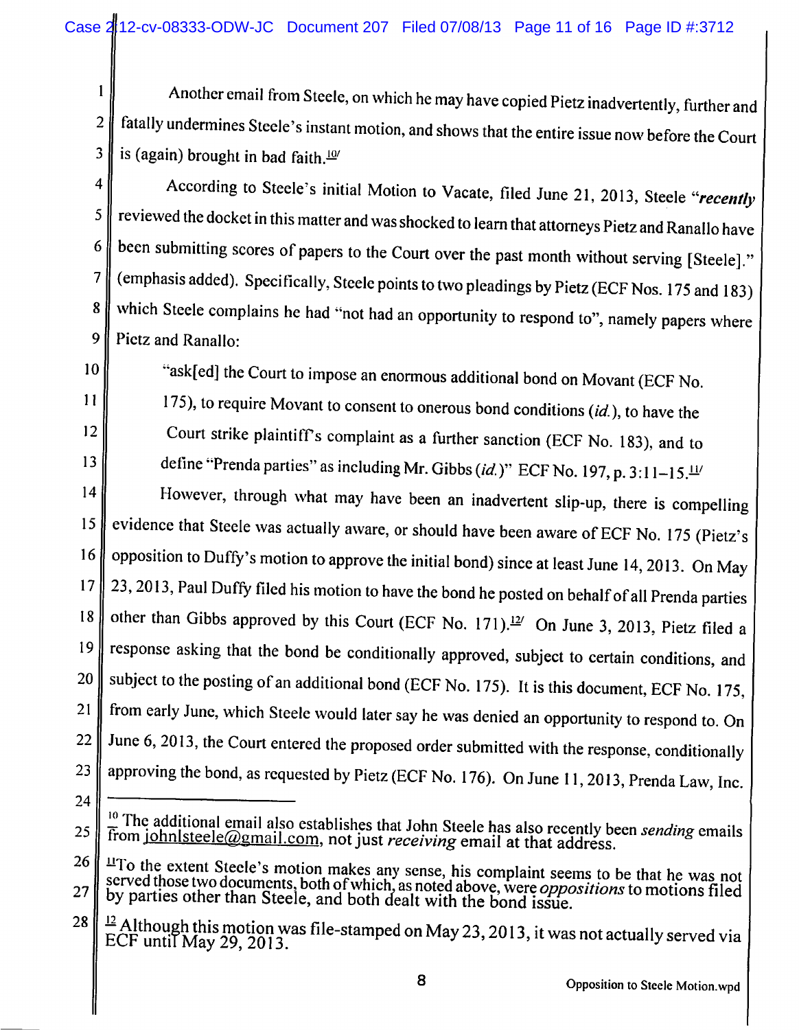Another email from Steele, on which he may have copied Pietz inadvertently, further and fatally undermines Steele's instant motion, and shows that the entire issue now before the Court is (again) brought in bad faith.[10]

According to Steele's initial Motion to Vacate, filed June 21, 2013, Steele "***recently*** reviewed the docket in this matter and was shocked to learn that attorneys Pietz and Ranallo have been submitting scores of papers to the Court over the past month without serving [Steele]." (emphasis added). Specifically, Steele points to two pleadings by Pietz (ECF Nos. 175 and 183) which Steele complains he had "not had an opportunity to respond to", namely papers where Pietz and Ranallo:

> "ask[ed] the Court to impose an enormous additional bond on Movant (ECF No. 175), to require Movant to consent to onerous bond conditions (*id.*), to have the Court strike plaintiff's complaint as a further sanction (ECF No. 183), and to define "Prenda parties" as including Mr. Gibbs (*id.*)" ECF No. 197, p. 3:11–15.[11]

However, through what may have been an inadvertent slip-up, there is compelling evidence that Steele was actually aware, or should have been aware of ECF No. 175 (Pietz's opposition to Duffy's motion to approve the initial bond) since at least June 14, 2013. On May 23, 2013, Paul Duffy filed his motion to have the bond he posted on behalf of all Prenda parties other than Gibbs approved by this Court (ECF No. 171).[12] On June 3, 2013, Pietz filed a response asking that the bond be conditionally approved, subject to certain conditions, and subject to the posting of an additional bond (ECF No. 175). It is this document, ECF No. 175, from early June, which Steele would later say he was denied an opportunity to respond to. On June 6, 2013, the Court entered the proposed order submitted with the response, conditionally approving the bond, as requested by Pietz (ECF No. 176). On June 11, 2013, Prenda Law, Inc.

---

[10] The additional email also establishes that John Steele has also recently been *sending* emails from johnlsteele@gmail.com, not just *receiving* email at that address.

[11] To the extent Steele's motion makes any sense, his complaint seems to be that he was not served those two documents, both of which, as noted above, were *oppositions* to motions filed by parties other than Steele, and both dealt with the bond issue.

[12] Although this motion was file-stamped on May 23, 2013, it was not actually served via ECF until May 29, 2013.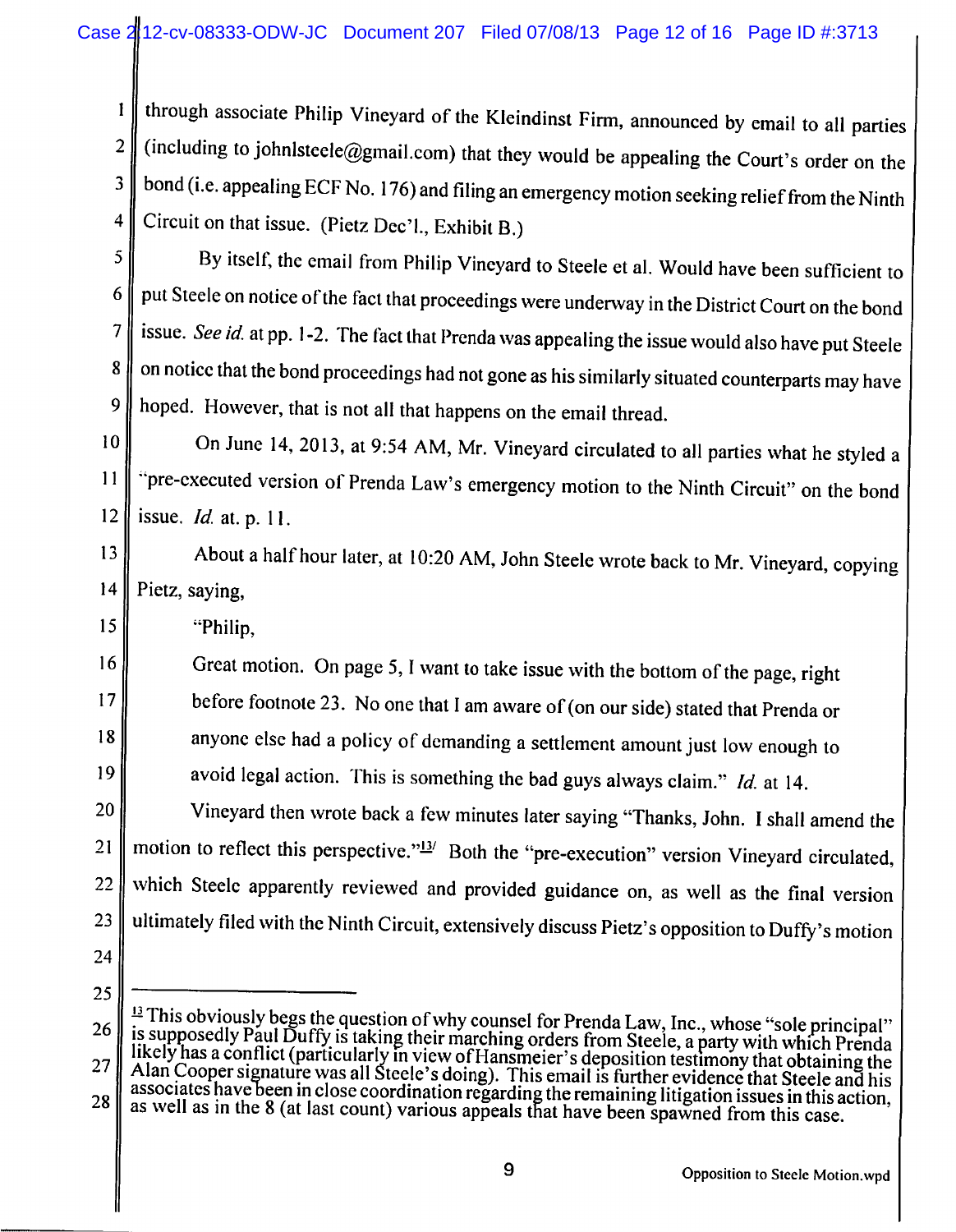through associate Philip Vineyard of the Kleindinst Firm, announced by email to all parties (including to johnlsteele@gmail.com) that they would be appealing the Court's order on the bond (i.e. appealing ECF No. 176) and filing an emergency motion seeking relief from the Ninth Circuit on that issue. (Pietz Dec'l., Exhibit B.)

By itself, the email from Philip Vineyard to Steele et al. Would have been sufficient to put Steele on notice of the fact that proceedings were underway in the District Court on the bond issue. *See id.* at pp. 1-2. The fact that Prenda was appealing the issue would also have put Steele on notice that the bond proceedings had not gone as his similarly situated counterparts may have hoped. However, that is not all that happens on the email thread.

On June 14, 2013, at 9:54 AM, Mr. Vineyard circulated to all parties what he styled a "pre-executed version of Prenda Law's emergency motion to the Ninth Circuit" on the bond issue. *Id.* at. p. 11.

About a half hour later, at 10:20 AM, John Steele wrote back to Mr. Vineyard, copying Pietz, saying,

> "Philip,
>
> Great motion. On page 5, I want to take issue with the bottom of the page, right before footnote 23. No one that I am aware of (on our side) stated that Prenda or anyone else had a policy of demanding a settlement amount just low enough to avoid legal action. This is something the bad guys always claim." *Id.* at 14.

Vineyard then wrote back a few minutes later saying "Thanks, John. I shall amend the motion to reflect this perspective."[13] Both the "pre-execution" version Vineyard circulated, which Steele apparently reviewed and provided guidance on, as well as the final version ultimately filed with the Ninth Circuit, extensively discuss Pietz's opposition to Duffy's motion

---

[13] This obviously begs the question of why counsel for Prenda Law, Inc., whose "sole principal" is supposedly Paul Duffy is taking their marching orders from Steele, a party with which Prenda likely has a conflict (particularly in view of Hansmeier's deposition testimony that obtaining the Alan Cooper signature was all Steele's doing). This email is further evidence that Steele and his associates have been in close coordination regarding the remaining litigation issues in this action, as well as in the 8 (at last count) various appeals that have been spawned from this case.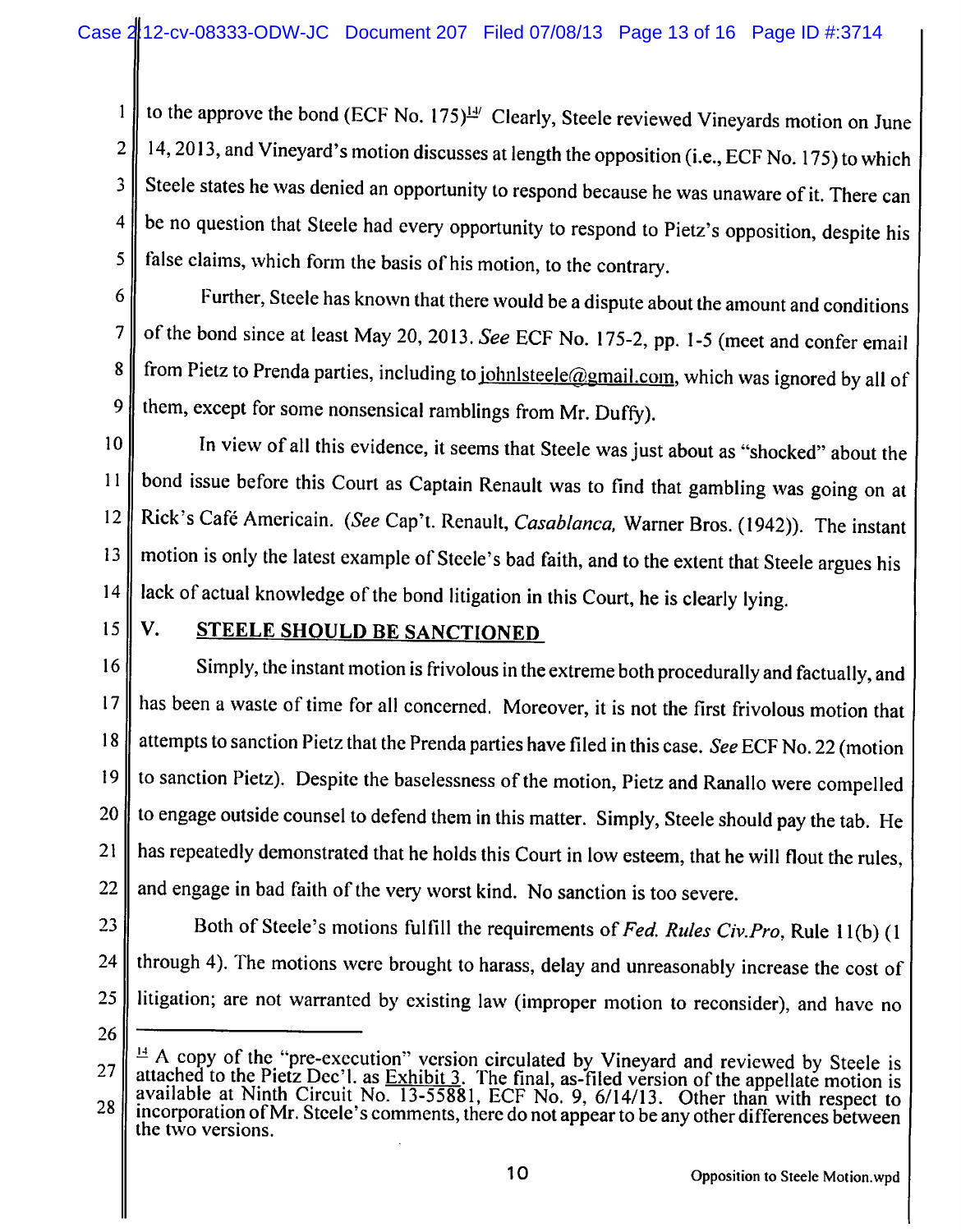to the approve the bond (ECF No. 175)[14] Clearly, Steele reviewed Vineyards motion on June 14, 2013, and Vineyard's motion discusses at length the opposition (i.e., ECF No. 175) to which Steele states he was denied an opportunity to respond because he was unaware of it. There can be no question that Steele had every opportunity to respond to Pietz's opposition, despite his false claims, which form the basis of his motion, to the contrary.

Further, Steele has known that there would be a dispute about the amount and conditions of the bond since at least May 20, 2013. *See* ECF No. 175-2, pp. 1-5 (meet and confer email from Pietz to Prenda parties, including to johnlsteele@gmail.com, which was ignored by all of them, except for some nonsensical ramblings from Mr. Duffy).

In view of all this evidence, it seems that Steele was just about as "shocked" about the bond issue before this Court as Captain Renault was to find that gambling was going on at Rick's Café Americain. (*See* Cap't. Renault, *Casablanca,* Warner Bros. (1942)). The instant motion is only the latest example of Steele's bad faith, and to the extent that Steele argues his lack of actual knowledge of the bond litigation in this Court, he is clearly lying.

## V. STEELE SHOULD BE SANCTIONED

Simply, the instant motion is frivolous in the extreme both procedurally and factually, and has been a waste of time for all concerned. Moreover, it is not the first frivolous motion that attempts to sanction Pietz that the Prenda parties have filed in this case. *See* ECF No. 22 (motion to sanction Pietz). Despite the baselessness of the motion, Pietz and Ranallo were compelled to engage outside counsel to defend them in this matter. Simply, Steele should pay the tab. He has repeatedly demonstrated that he holds this Court in low esteem, that he will flout the rules, and engage in bad faith of the very worst kind. No sanction is too severe.

Both of Steele's motions fulfill the requirements of *Fed. Rules Civ.Pro*, Rule 11(b) (1 through 4). The motions were brought to harass, delay and unreasonably increase the cost of litigation; are not warranted by existing law (improper motion to reconsider), and have no

---

[14] A copy of the "pre-execution" version circulated by Vineyard and reviewed by Steele is attached to the Pietz Dec'l. as Exhibit 3. The final, as-filed version of the appellate motion is available at Ninth Circuit No. 13-55881, ECF No. 9, 6/14/13. Other than with respect to incorporation of Mr. Steele's comments, there do not appear to be any other differences between the two versions.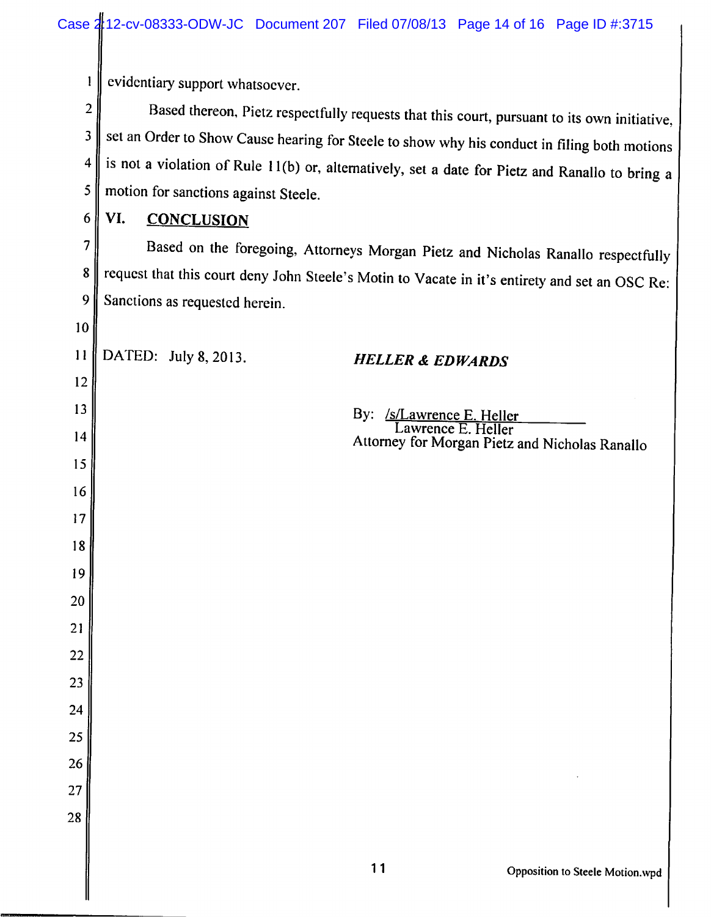evidentiary support whatsoever.

Based thereon, Pietz respectfully requests that this court, pursuant to its own initiative, set an Order to Show Cause hearing for Steele to show why his conduct in filing both motions is not a violation of Rule 11(b) or, alternatively, set a date for Pietz and Ranallo to bring a motion for sanctions against Steele.

## VI. CONCLUSION

Based on the foregoing, Attorneys Morgan Pietz and Nicholas Ranallo respectfully request that this court deny John Steele's Motin to Vacate in it's entirety and set an OSC Re: Sanctions as requested herein.

DATED: July 8, 2013.

***HELLER & EDWARDS***

By: /s/Lawrence E. Heller
Lawrence E. Heller
Attorney for Morgan Pietz and Nicholas Ranallo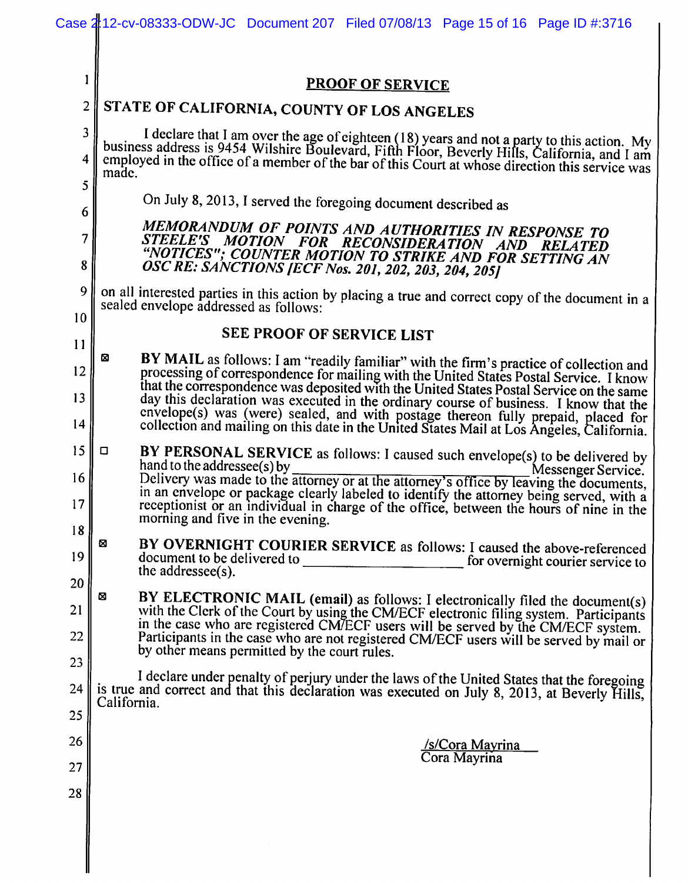# PROOF OF SERVICE

**STATE OF CALIFORNIA, COUNTY OF LOS ANGELES**

I declare that I am over the age of eighteen (18) years and not a party to this action. My business address is 9454 Wilshire Boulevard, Fifth Floor, Beverly Hills, California, and I am employed in the office of a member of the bar of this Court at whose direction this service was made.

On July 8, 2013, I served the foregoing document described as

***MEMORANDUM OF POINTS AND AUTHORITIES IN RESPONSE TO STEELE'S MOTION FOR RECONSIDERATION AND RELATED "NOTICES"; COUNTER MOTION TO STRIKE AND FOR SETTING AN OSC RE: SANCTIONS [ECF Nos. 201, 202, 203, 204, 205]***

on all interested parties in this action by placing a true and correct copy of the document in a sealed envelope addressed as follows:

**SEE PROOF OF SERVICE LIST**

☒ **BY MAIL** as follows: I am "readily familiar" with the firm's practice of collection and processing of correspondence for mailing with the United States Postal Service. I know that the correspondence was deposited with the United States Postal Service on the same day this declaration was executed in the ordinary course of business. I know that the envelope(s) was (were) sealed, and with postage thereon fully prepaid, placed for collection and mailing on this date in the United States Mail at Los Angeles, California.

☐ **BY PERSONAL SERVICE** as follows: I caused such envelope(s) to be delivered by hand to the addressee(s) by ______________________ Messenger Service. Delivery was made to the attorney or at the attorney's office by leaving the documents, in an envelope or package clearly labeled to identify the attorney being served, with a receptionist or an individual in charge of the office, between the hours of nine in the morning and five in the evening.

☒ **BY OVERNIGHT COURIER SERVICE** as follows: I caused the above-referenced document to be delivered to ______________________ for overnight courier service to the addressee(s).

☒ **BY ELECTRONIC MAIL (email)** as follows: I electronically filed the document(s) with the Clerk of the Court by using the CM/ECF electronic filing system. Participants in the case who are registered CM/ECF users will be served by the CM/ECF system. Participants in the case who are not registered CM/ECF users will be served by mail or by other means permitted by the court rules.

I declare under penalty of perjury under the laws of the United States that the foregoing is true and correct and that this declaration was executed on July 8, 2013, at Beverly Hills, California.

/s/Cora Mayrina
Cora Mayrina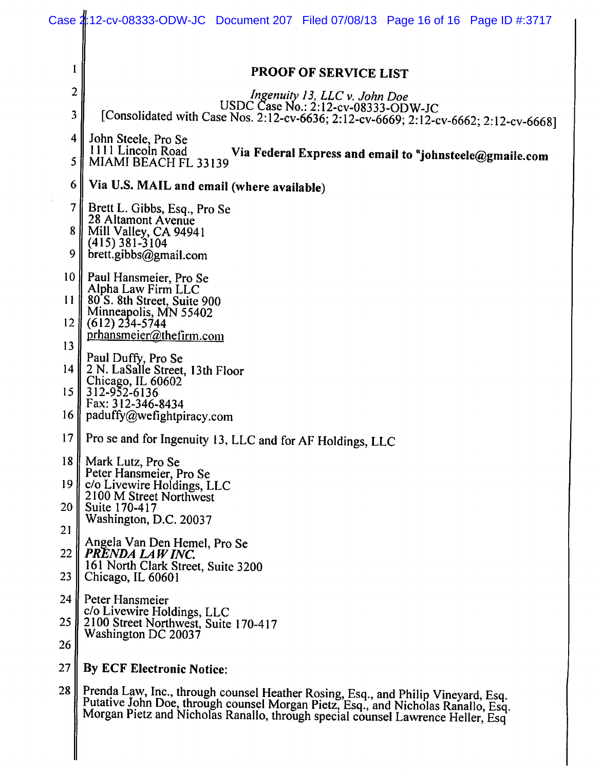# PROOF OF SERVICE LIST

*Ingenuity 13, LLC v. John Doe*
USDC Case No.: 2:12-cv-08333-ODW-JC
[Consolidated with Case Nos. 2:12-cv-6636; 2:12-cv-6669; 2:12-cv-6662; 2:12-cv-6668]

John Steele, Pro Se
1111 Lincoln Road
MIAMI BEACH FL 33139 **Via Federal Express and email to "johnsteele@gmaile.com**

**Via U.S. MAIL and email (where available)**

Brett L. Gibbs, Esq., Pro Se
28 Altamont Avenue
Mill Valley, CA 94941
(415) 381-3104
brett.gibbs@gmail.com

Paul Hansmeier, Pro Se
Alpha Law Firm LLC
80 S. 8th Street, Suite 900
Minneapolis, MN 55402
(612) 234-5744
prhansmeier@thefirm.com

Paul Duffy, Pro Se
2 N. LaSalle Street, 13th Floor
Chicago, IL 60602
312-952-6136
Fax: 312-346-8434
paduffy@wefightpiracy.com

Pro se and for Ingenuity 13, LLC and for AF Holdings, LLC

Mark Lutz, Pro Se
Peter Hansmeier, Pro Se
c/o Livewire Holdings, LLC
2100 M Street Northwest
Suite 170-417
Washington, D.C. 20037

Angela Van Den Hemel, Pro Se
***PRENDA LAW INC.***
161 North Clark Street, Suite 3200
Chicago, IL 60601

Peter Hansmeier
c/o Livewire Holdings, LLC
2100 Street Northwest, Suite 170-417
Washington DC 20037

**By ECF Electronic Notice:**

Prenda Law, Inc., through counsel Heather Rosing, Esq., and Philip Vineyard, Esq.
Putative John Doe, through counsel Morgan Pietz, Esq., and Nicholas Ranallo, Esq.
Morgan Pietz and Nicholas Ranallo, through special counsel Lawrence Heller, Esq